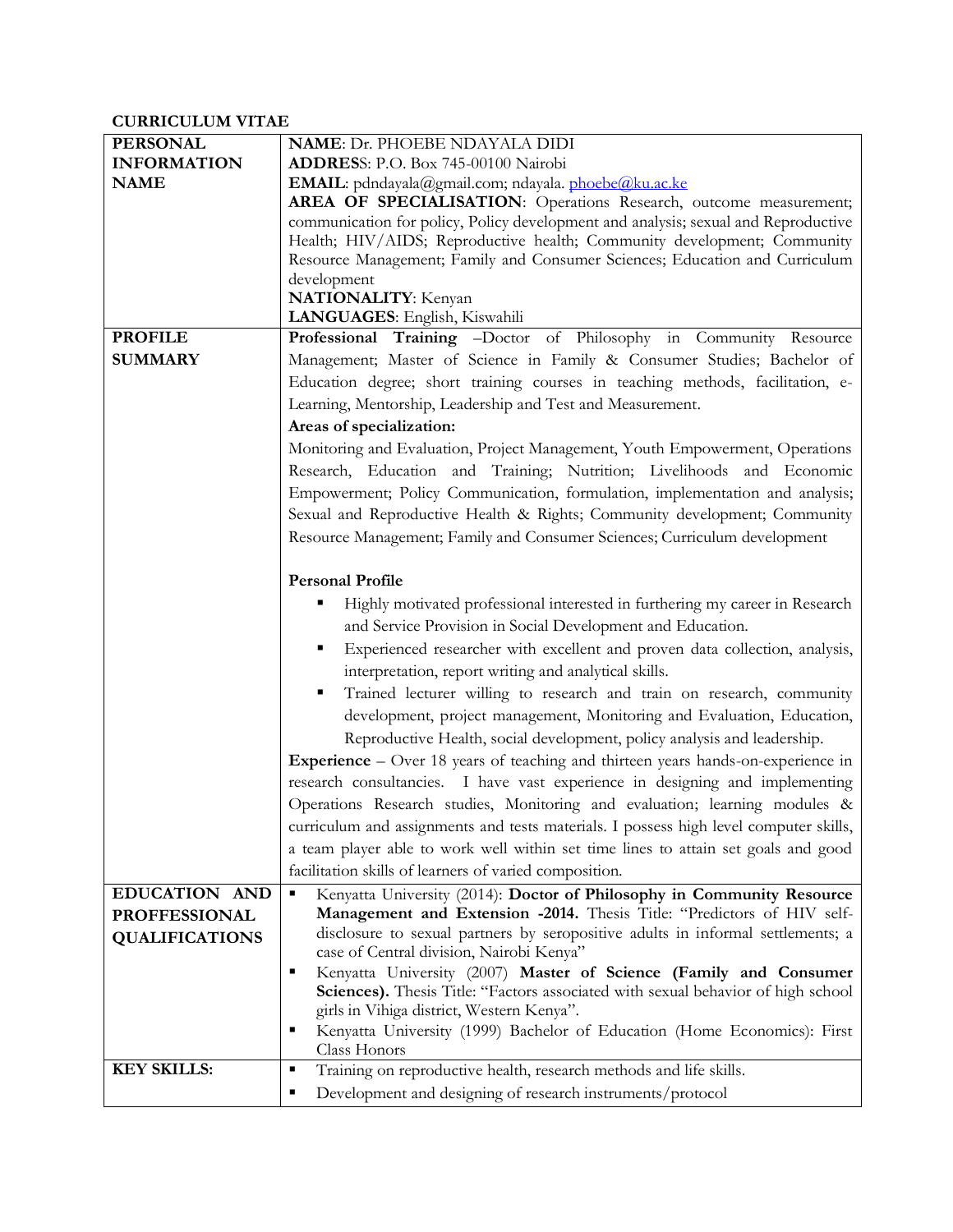**CURRICULUM VITAE**

| | |
|---|---|
| **PERSONAL INFORMATION NAME** | **NAME**: Dr. PHOEBE NDAYALA DIDI<br>**ADDRES**S: P.O. Box 745-00100 Nairobi<br>**EMAIL**: pdndayala@gmail.com; ndayala. phoebe@ku.ac.ke<br>**AREA OF SPECIALISATION**: Operations Research, outcome measurement; communication for policy, Policy development and analysis; sexual and Reproductive Health; HIV/AIDS; Reproductive health; Community development; Community Resource Management; Family and Consumer Sciences; Education and Curriculum development<br>**NATIONALITY**: Kenyan<br>**LANGUAGES**: English, Kiswahili |
| **PROFILE SUMMARY** | **Professional Training** –Doctor of Philosophy in Community Resource Management; Master of Science in Family & Consumer Studies; Bachelor of Education degree; short training courses in teaching methods, facilitation, e-Learning, Mentorship, Leadership and Test and Measurement.<br>**Areas of specialization:**<br>Monitoring and Evaluation, Project Management, Youth Empowerment, Operations Research, Education and Training; Nutrition; Livelihoods and Economic Empowerment; Policy Communication, formulation, implementation and analysis; Sexual and Reproductive Health & Rights; Community development; Community Resource Management; Family and Consumer Sciences; Curriculum development<br><br>**Personal Profile**<br>▪ Highly motivated professional interested in furthering my career in Research and Service Provision in Social Development and Education.<br>▪ Experienced researcher with excellent and proven data collection, analysis, interpretation, report writing and analytical skills.<br>▪ Trained lecturer willing to research and train on research, community development, project management, Monitoring and Evaluation, Education, Reproductive Health, social development, policy analysis and leadership.<br>**Experience** – Over 18 years of teaching and thirteen years hands-on-experience in research consultancies. I have vast experience in designing and implementing Operations Research studies, Monitoring and evaluation; learning modules & curriculum and assignments and tests materials. I possess high level computer skills, a team player able to work well within set time lines to attain set goals and good facilitation skills of learners of varied composition. |
| **EDUCATION AND PROFFESSIONAL QUALIFICATIONS** | ▪ Kenyatta University (2014): **Doctor of Philosophy in Community Resource Management and Extension -2014.** Thesis Title: "Predictors of HIV self-disclosure to sexual partners by seropositive adults in informal settlements; a case of Central division, Nairobi Kenya"<br>▪ Kenyatta University (2007) **Master of Science (Family and Consumer Sciences).** Thesis Title: "Factors associated with sexual behavior of high school girls in Vihiga district, Western Kenya".<br>▪ Kenyatta University (1999) Bachelor of Education (Home Economics): First Class Honors |
| **KEY SKILLS:** | ▪ Training on reproductive health, research methods and life skills.<br>▪ Development and designing of research instruments/protocol |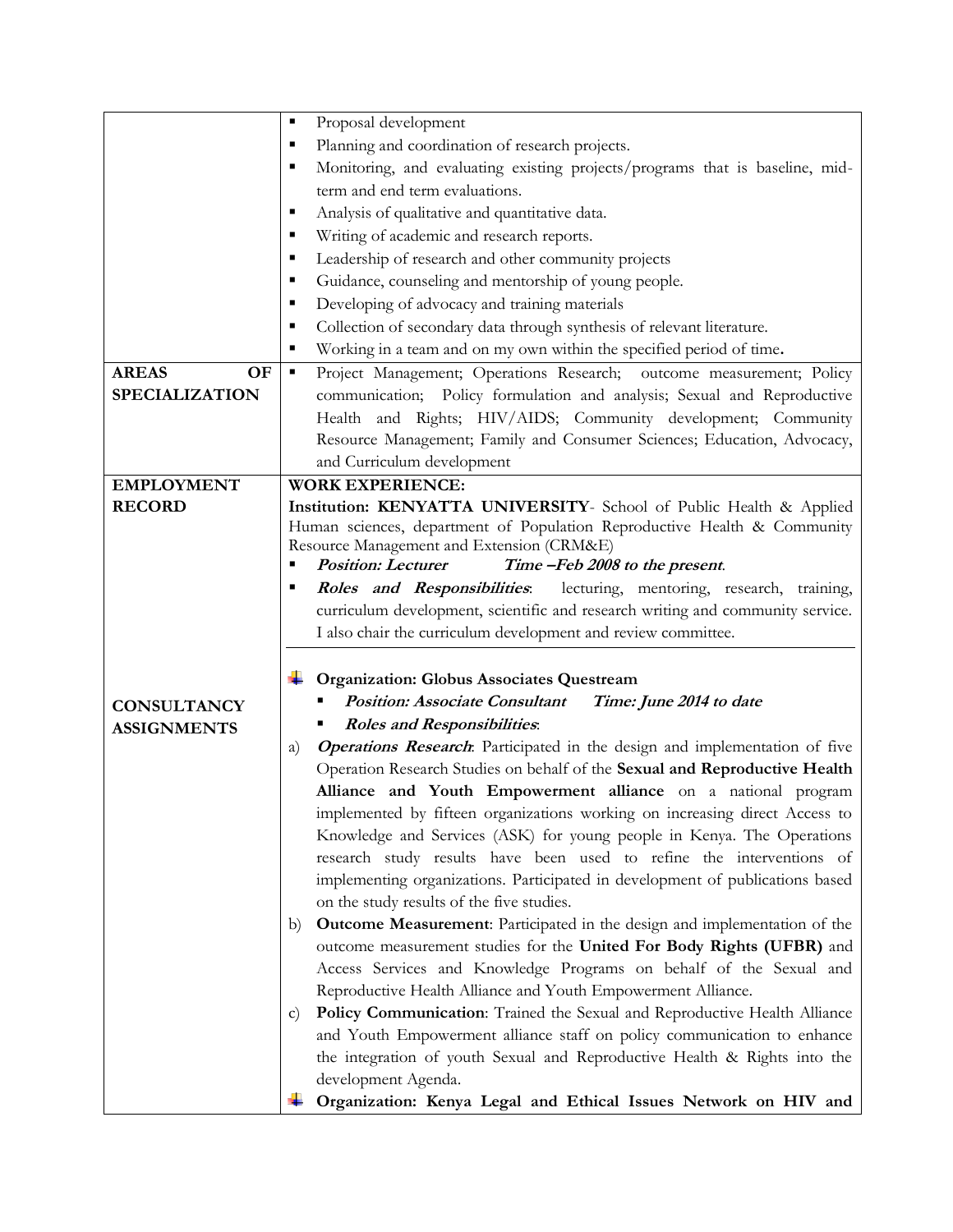| | |
|---|---|
| | ▪ Proposal development<br>▪ Planning and coordination of research projects.<br>▪ Monitoring, and evaluating existing projects/programs that is baseline, mid-term and end term evaluations.<br>▪ Analysis of qualitative and quantitative data.<br>▪ Writing of academic and research reports.<br>▪ Leadership of research and other community projects<br>▪ Guidance, counseling and mentorship of young people.<br>▪ Developing of advocacy and training materials<br>▪ Collection of secondary data through synthesis of relevant literature.<br>▪ Working in a team and on my own within the specified period of time**.** |
| **AREAS OF SPECIALIZATION** | ▪ Project Management; Operations Research; outcome measurement; Policy communication; Policy formulation and analysis; Sexual and Reproductive Health and Rights; HIV/AIDS; Community development; Community Resource Management; Family and Consumer Sciences; Education, Advocacy, and Curriculum development |
| **EMPLOYMENT RECORD** | **WORK EXPERIENCE:**<br>**Institution: KENYATTA UNIVERSITY**- School of Public Health & Applied Human sciences, department of Population Reproductive Health & Community Resource Management and Extension (CRM&E)<br>▪ ***Position: Lecturer*** ***Time –Feb 2008 to the present***.<br>▪ ***Roles and Responsibilities***: lecturing, mentoring, research, training, curriculum development, scientific and research writing and community service. I also chair the curriculum development and review committee. |
| **CONSULTANCY ASSIGNMENTS** | **Organization: Globus Associates Questream**<br>▪ ***Position: Associate Consultant*** ***Time: June 2014 to date***<br>▪ ***Roles and Responsibilities***:<br>a) ***Operations Research***: Participated in the design and implementation of five Operation Research Studies on behalf of the **Sexual and Reproductive Health Alliance and Youth Empowerment alliance** on a national program implemented by fifteen organizations working on increasing direct Access to Knowledge and Services (ASK) for young people in Kenya. The Operations research study results have been used to refine the interventions of implementing organizations. Participated in development of publications based on the study results of the five studies.<br>b) **Outcome Measurement**: Participated in the design and implementation of the outcome measurement studies for the **United For Body Rights (UFBR)** and Access Services and Knowledge Programs on behalf of the Sexual and Reproductive Health Alliance and Youth Empowerment Alliance.<br>c) **Policy Communication**: Trained the Sexual and Reproductive Health Alliance and Youth Empowerment alliance staff on policy communication to enhance the integration of youth Sexual and Reproductive Health & Rights into the development Agenda.<br>**Organization: Kenya Legal and Ethical Issues Network on HIV and** |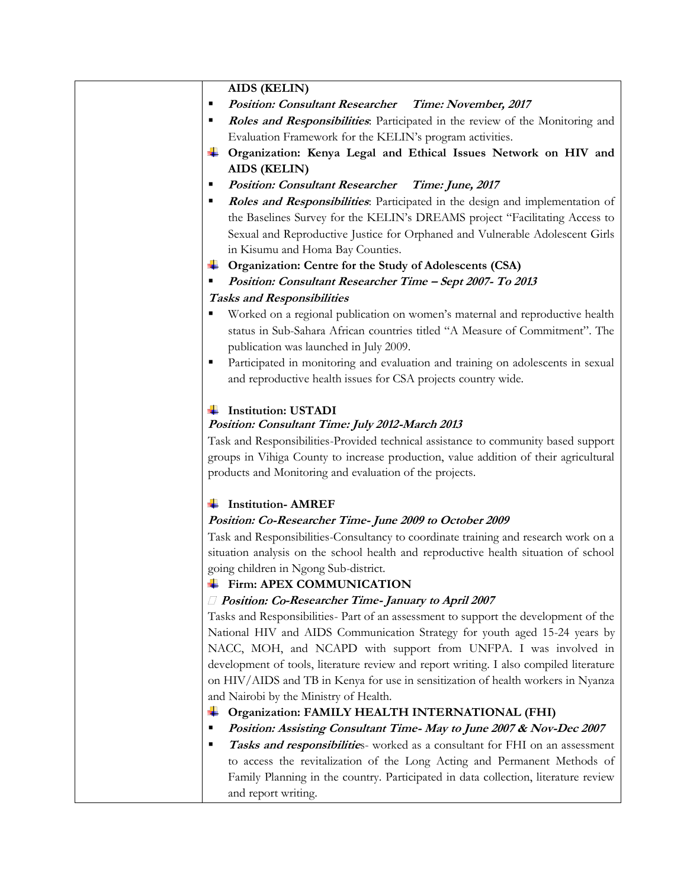**AIDS (KELIN)**

- ***Position: Consultant Researcher    Time: November, 2017***
- ***Roles and Responsibilities***: Participated in the review of the Monitoring and Evaluation Framework for the KELIN's program activities.

- **Organization: Kenya Legal and Ethical Issues Network on HIV and AIDS (KELIN)**

- ***Position: Consultant Researcher    Time: June, 2017***
- ***Roles and Responsibilities***: Participated in the design and implementation of the Baselines Survey for the KELIN's DREAMS project "Facilitating Access to Sexual and Reproductive Justice for Orphaned and Vulnerable Adolescent Girls in Kisumu and Homa Bay Counties.

- **Organization: Centre for the Study of Adolescents (CSA)**

- ***Position: Consultant Researcher Time – Sept 2007- To 2013***

***Tasks and Responsibilities***

- Worked on a regional publication on women's maternal and reproductive health status in Sub-Sahara African countries titled "A Measure of Commitment". The publication was launched in July 2009.
- Participated in monitoring and evaluation and training on adolescents in sexual and reproductive health issues for CSA projects country wide.

- **Institution: USTADI**

***Position: Consultant Time: July 2012-March 2013***

Task and Responsibilities-Provided technical assistance to community based support groups in Vihiga County to increase production, value addition of their agricultural products and Monitoring and evaluation of the projects.

- **Institution- AMREF**

***Position: Co-Researcher Time- June 2009 to October 2009***

Task and Responsibilities-Consultancy to coordinate training and research work on a situation analysis on the school health and reproductive health situation of school going children in Ngong Sub-district.

- **Firm: APEX COMMUNICATION**

***Position: Co-Researcher Time- January to April 2007***

Tasks and Responsibilities- Part of an assessment to support the development of the National HIV and AIDS Communication Strategy for youth aged 15-24 years by NACC, MOH, and NCAPD with support from UNFPA. I was involved in development of tools, literature review and report writing. I also compiled literature on HIV/AIDS and TB in Kenya for use in sensitization of health workers in Nyanza and Nairobi by the Ministry of Health.

- **Organization: FAMILY HEALTH INTERNATIONAL (FHI)**

- ***Position: Assisting Consultant Time- May to June 2007 & Nov-Dec 2007***
- ***Tasks and responsibilitie***s- worked as a consultant for FHI on an assessment to access the revitalization of the Long Acting and Permanent Methods of Family Planning in the country. Participated in data collection, literature review and report writing.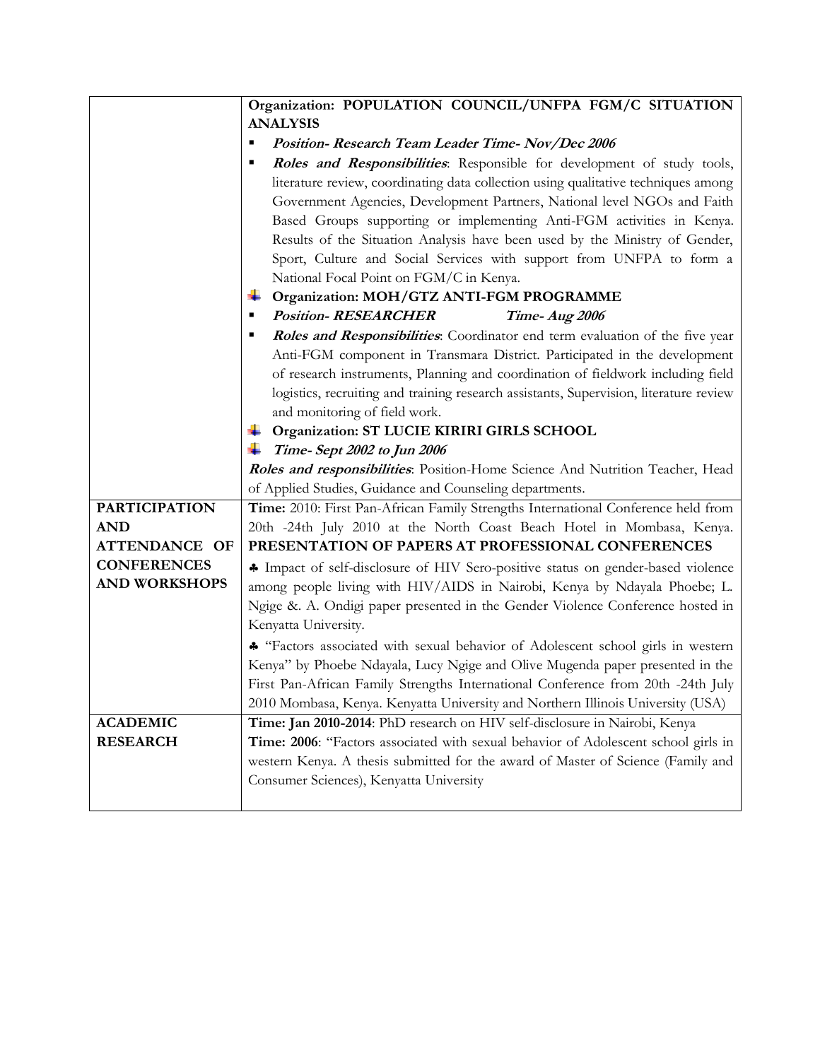| | |
|---|---|
| | **Organization: POPULATION COUNCIL/UNFPA FGM/C SITUATION ANALYSIS**<br>▪ ***Position- Research Team Leader Time- Nov/Dec 2006***<br>▪ ***Roles and Responsibilities***: Responsible for development of study tools, literature review, coordinating data collection using qualitative techniques among Government Agencies, Development Partners, National level NGOs and Faith Based Groups supporting or implementing Anti-FGM activities in Kenya. Results of the Situation Analysis have been used by the Ministry of Gender, Sport, Culture and Social Services with support from UNFPA to form a National Focal Point on FGM/C in Kenya.<br>**Organization: MOH/GTZ ANTI-FGM PROGRAMME**<br>▪ ***Position- RESEARCHER Time- Aug 2006***<br>▪ ***Roles and Responsibilities***: Coordinator end term evaluation of the five year Anti-FGM component in Transmara District. Participated in the development of research instruments, Planning and coordination of fieldwork including field logistics, recruiting and training research assistants, Supervision, literature review and monitoring of field work.<br>**Organization: ST LUCIE KIRIRI GIRLS SCHOOL**<br>***Time- Sept 2002 to Jun 2006***<br>***Roles and responsibilities***: Position-Home Science And Nutrition Teacher, Head of Applied Studies, Guidance and Counseling departments. |
| **PARTICIPATION AND ATTENDANCE OF CONFERENCES AND WORKSHOPS** | **Time:** 2010: First Pan-African Family Strengths International Conference held from 20th -24th July 2010 at the North Coast Beach Hotel in Mombasa, Kenya.<br>**PRESENTATION OF PAPERS AT PROFESSIONAL CONFERENCES**<br>♣ Impact of self-disclosure of HIV Sero-positive status on gender-based violence among people living with HIV/AIDS in Nairobi, Kenya by Ndayala Phoebe; L. Ngige &. A. Ondigi paper presented in the Gender Violence Conference hosted in Kenyatta University.<br>♣ "Factors associated with sexual behavior of Adolescent school girls in western Kenya" by Phoebe Ndayala, Lucy Ngige and Olive Mugenda paper presented in the First Pan-African Family Strengths International Conference from 20th -24th July 2010 Mombasa, Kenya. Kenyatta University and Northern Illinois University (USA) |
| **ACADEMIC RESEARCH** | **Time: Jan 2010-2014**: PhD research on HIV self-disclosure in Nairobi, Kenya<br>**Time: 2006**: "Factors associated with sexual behavior of Adolescent school girls in western Kenya. A thesis submitted for the award of Master of Science (Family and Consumer Sciences), Kenyatta University |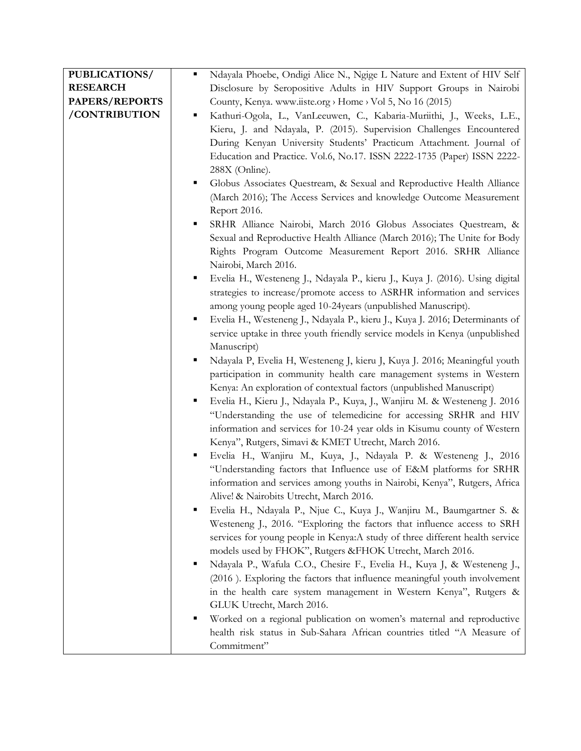| PUBLICATIONS/ RESEARCH PAPERS/REPORTS /CONTRIBUTION | ▪ Ndayala Phoebe, Ondigi Alice N., Ngige L Nature and Extent of HIV Self Disclosure by Seropositive Adults in HIV Support Groups in Nairobi County, Kenya. www.iiste.org › Home › Vol 5, No 16 (2015)<br>▪ Kathuri-Ogola, L., VanLeeuwen, C., Kabaria-Muriithi, J., Weeks, L.E., Kieru, J. and Ndayala, P. (2015). Supervision Challenges Encountered During Kenyan University Students' Practicum Attachment. Journal of Education and Practice. Vol.6, No.17. ISSN 2222-1735 (Paper) ISSN 2222-288X (Online).<br>▪ Globus Associates Questream, & Sexual and Reproductive Health Alliance (March 2016); The Access Services and knowledge Outcome Measurement Report 2016.<br>▪ SRHR Alliance Nairobi, March 2016 Globus Associates Questream, & Sexual and Reproductive Health Alliance (March 2016); The Unite for Body Rights Program Outcome Measurement Report 2016. SRHR Alliance Nairobi, March 2016.<br>▪ Evelia H., Westeneng J., Ndayala P., kieru J., Kuya J. (2016). Using digital strategies to increase/promote access to ASRHR information and services among young people aged 10-24years (unpublished Manuscript).<br>▪ Evelia H., Westeneng J., Ndayala P., kieru J., Kuya J. 2016; Determinants of service uptake in three youth friendly service models in Kenya (unpublished Manuscript)<br>▪ Ndayala P, Evelia H, Westeneng J, kieru J, Kuya J. 2016; Meaningful youth participation in community health care management systems in Western Kenya: An exploration of contextual factors (unpublished Manuscript)<br>▪ Evelia H., Kieru J., Ndayala P., Kuya, J., Wanjiru M. & Westeneng J. 2016 "Understanding the use of telemedicine for accessing SRHR and HIV information and services for 10-24 year olds in Kisumu county of Western Kenya", Rutgers, Simavi & KMET Utrecht, March 2016.<br>▪ Evelia H., Wanjiru M., Kuya, J., Ndayala P. & Westeneng J., 2016 "Understanding factors that Influence use of E&M platforms for SRHR information and services among youths in Nairobi, Kenya", Rutgers, Africa Alive! & Nairobits Utrecht, March 2016.<br>▪ Evelia H., Ndayala P., Njue C., Kuya J., Wanjiru M., Baumgartner S. & Westeneng J., 2016. "Exploring the factors that influence access to SRH services for young people in Kenya:A study of three different health service models used by FHOK", Rutgers &FHOK Utrecht, March 2016.<br>▪ Ndayala P., Wafula C.O., Chesire F., Evelia H., Kuya J, & Westeneng J., (2016 ). Exploring the factors that influence meaningful youth involvement in the health care system management in Western Kenya", Rutgers & GLUK Utrecht, March 2016.<br>▪ Worked on a regional publication on women's maternal and reproductive health risk status in Sub-Sahara African countries titled "A Measure of Commitment" |
|---|---|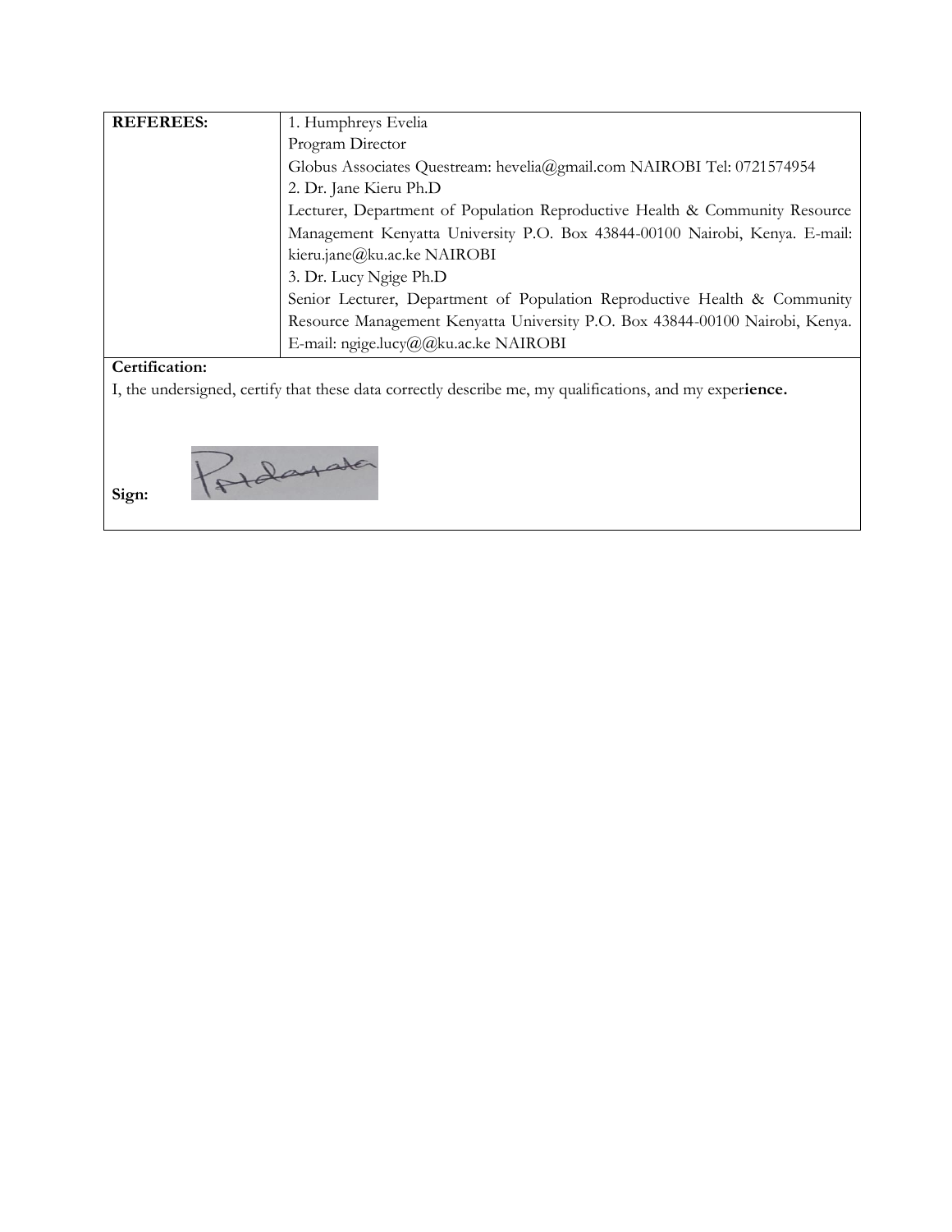| | |
|---|---|
| **REFEREES:** | 1. Humphreys Evelia<br>Program Director<br>Globus Associates Questream: hevelia@gmail.com NAIROBI Tel: 0721574954<br>2. Dr. Jane Kieru Ph.D<br>Lecturer, Department of Population Reproductive Health & Community Resource Management Kenyatta University P.O. Box 43844-00100 Nairobi, Kenya. E-mail: kieru.jane@ku.ac.ke NAIROBI<br>3. Dr. Lucy Ngige Ph.D<br>Senior Lecturer, Department of Population Reproductive Health & Community Resource Management Kenyatta University P.O. Box 43844-00100 Nairobi, Kenya. E-mail: ngige.lucy@@ku.ac.ke NAIROBI |

**Certification:**

I, the undersigned, certify that these data correctly describe me, my qualifications, and my exper**ience.**

**Sign:**